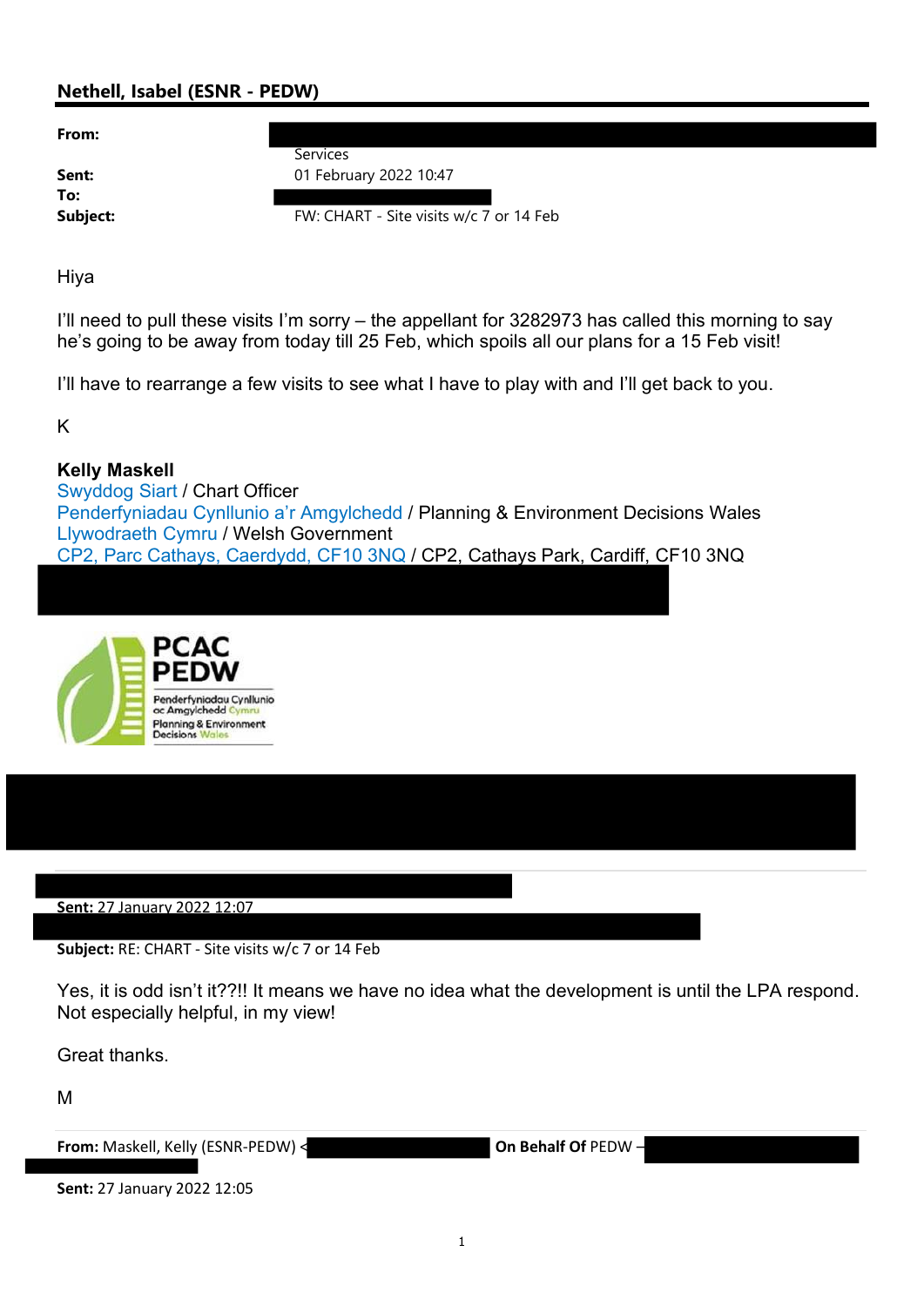## Nethell, Isabel (ESNR - PEDW)

| | |
|---|---|
| **From:** | Services |
| **Sent:** | 01 February 2022 10:47 |
| **To:** | |
| **Subject:** | FW: CHART - Site visits w/c 7 or 14 Feb |

Hiya

I'll need to pull these visits I'm sorry – the appellant for 3282973 has called this morning to say he's going to be away from today till 25 Feb, which spoils all our plans for a 15 Feb visit!

I'll have to rearrange a few visits to see what I have to play with and I'll get back to you.

K

**Kelly Maskell**
Swyddog Siart / Chart Officer
Penderfyniadau Cynllunio a'r Amgylchedd / Planning & Environment Decisions Wales
Llywodraeth Cymru / Welsh Government
CP2, Parc Cathays, Caerdydd, CF10 3NQ / CP2, Cathays Park, Cardiff, CF10 3NQ

PCAC
PEDW
Penderfyniadau Cynllunio ac Amgylchedd Cymru
Planning & Environment Decisions Wales

---

**Sent:** 27 January 2022 12:07

**Subject:** RE: CHART - Site visits w/c 7 or 14 Feb

Yes, it is odd isn't it??!! It means we have no idea what the development is until the LPA respond. Not especially helpful, in my view!

Great thanks.

M

---

**From:** Maskell, Kelly (ESNR-PEDW) < **On Behalf Of** PEDW –

**Sent:** 27 January 2022 12:05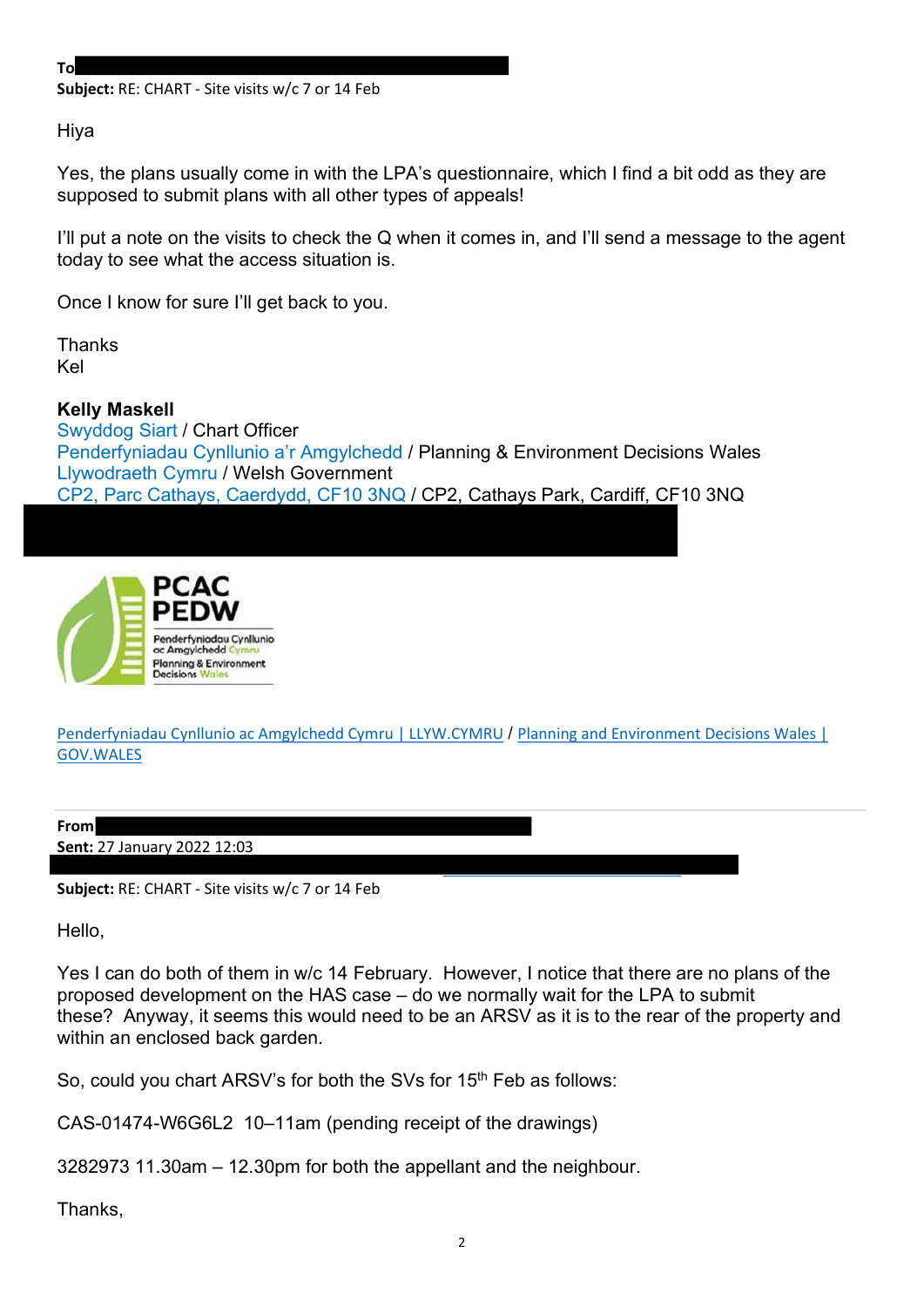**To**

**Subject:** RE: CHART - Site visits w/c 7 or 14 Feb

Hiya

Yes, the plans usually come in with the LPA's questionnaire, which I find a bit odd as they are supposed to submit plans with all other types of appeals!

I'll put a note on the visits to check the Q when it comes in, and I'll send a message to the agent today to see what the access situation is.

Once I know for sure I'll get back to you.

Thanks
Kel

**Kelly Maskell**
Swyddog Siart / Chart Officer
Penderfyniadau Cynllunio a'r Amgylchedd / Planning & Environment Decisions Wales
Llywodraeth Cymru / Welsh Government
CP2, Parc Cathays, Caerdydd, CF10 3NQ / CP2, Cathays Park, Cardiff, CF10 3NQ

PCAC PEDW
Penderfyniadau Cynllunio ac Amgylchedd Cymru
Planning & Environment Decisions Wales

Penderfyniadau Cynllunio ac Amgylchedd Cymru | LLYW.CYMRU / Planning and Environment Decisions Wales | GOV.WALES

---

**From**
**Sent:** 27 January 2022 12:03

**Subject:** RE: CHART - Site visits w/c 7 or 14 Feb

Hello,

Yes I can do both of them in w/c 14 February. However, I notice that there are no plans of the proposed development on the HAS case – do we normally wait for the LPA to submit these? Anyway, it seems this would need to be an ARSV as it is to the rear of the property and within an enclosed back garden.

So, could you chart ARSV's for both the SVs for 15th Feb as follows:

CAS-01474-W6G6L2 10–11am (pending receipt of the drawings)

3282973 11.30am – 12.30pm for both the appellant and the neighbour.

Thanks,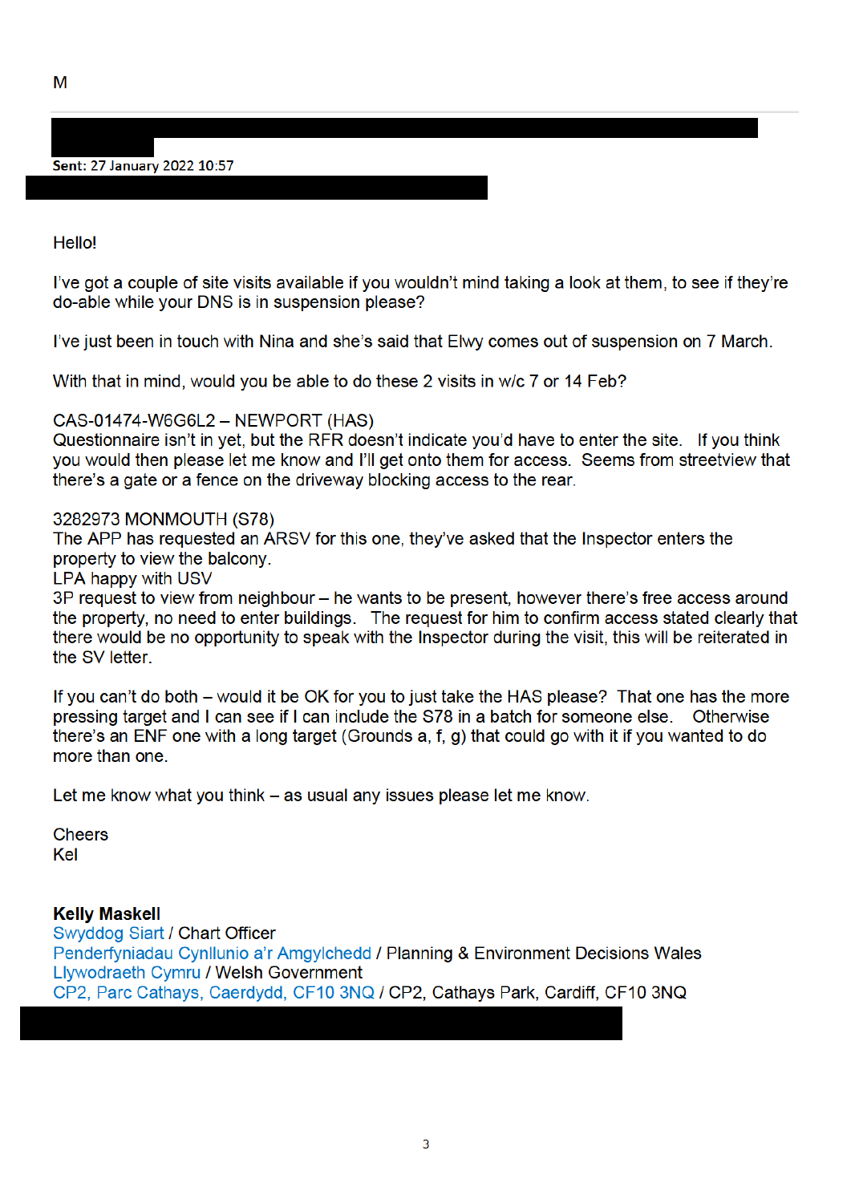M

**Sent:** 27 January 2022 10:57

Hello!

I've got a couple of site visits available if you wouldn't mind taking a look at them, to see if they're do-able while your DNS is in suspension please?

I've just been in touch with Nina and she's said that Elwy comes out of suspension on 7 March.

With that in mind, would you be able to do these 2 visits in w/c 7 or 14 Feb?

CAS-01474-W6G6L2 – NEWPORT (HAS)
Questionnaire isn't in yet, but the RFR doesn't indicate you'd have to enter the site. If you think you would then please let me know and I'll get onto them for access. Seems from streetview that there's a gate or a fence on the driveway blocking access to the rear.

3282973 MONMOUTH (S78)
The APP has requested an ARSV for this one, they've asked that the Inspector enters the property to view the balcony.
LPA happy with USV
3P request to view from neighbour – he wants to be present, however there's free access around the property, no need to enter buildings. The request for him to confirm access stated clearly that there would be no opportunity to speak with the Inspector during the visit, this will be reiterated in the SV letter.

If you can't do both – would it be OK for you to just take the HAS please? That one has the more pressing target and I can see if I can include the S78 in a batch for someone else. Otherwise there's an ENF one with a long target (Grounds a, f, g) that could go with it if you wanted to do more than one.

Let me know what you think – as usual any issues please let me know.

Cheers
Kel

**Kelly Maskell**
Swyddog Siart / Chart Officer
Penderfyniadau Cynllunio a'r Amgylchedd / Planning & Environment Decisions Wales
Llywodraeth Cymru / Welsh Government
CP2, Parc Cathays, Caerdydd, CF10 3NQ / CP2, Cathays Park, Cardiff, CF10 3NQ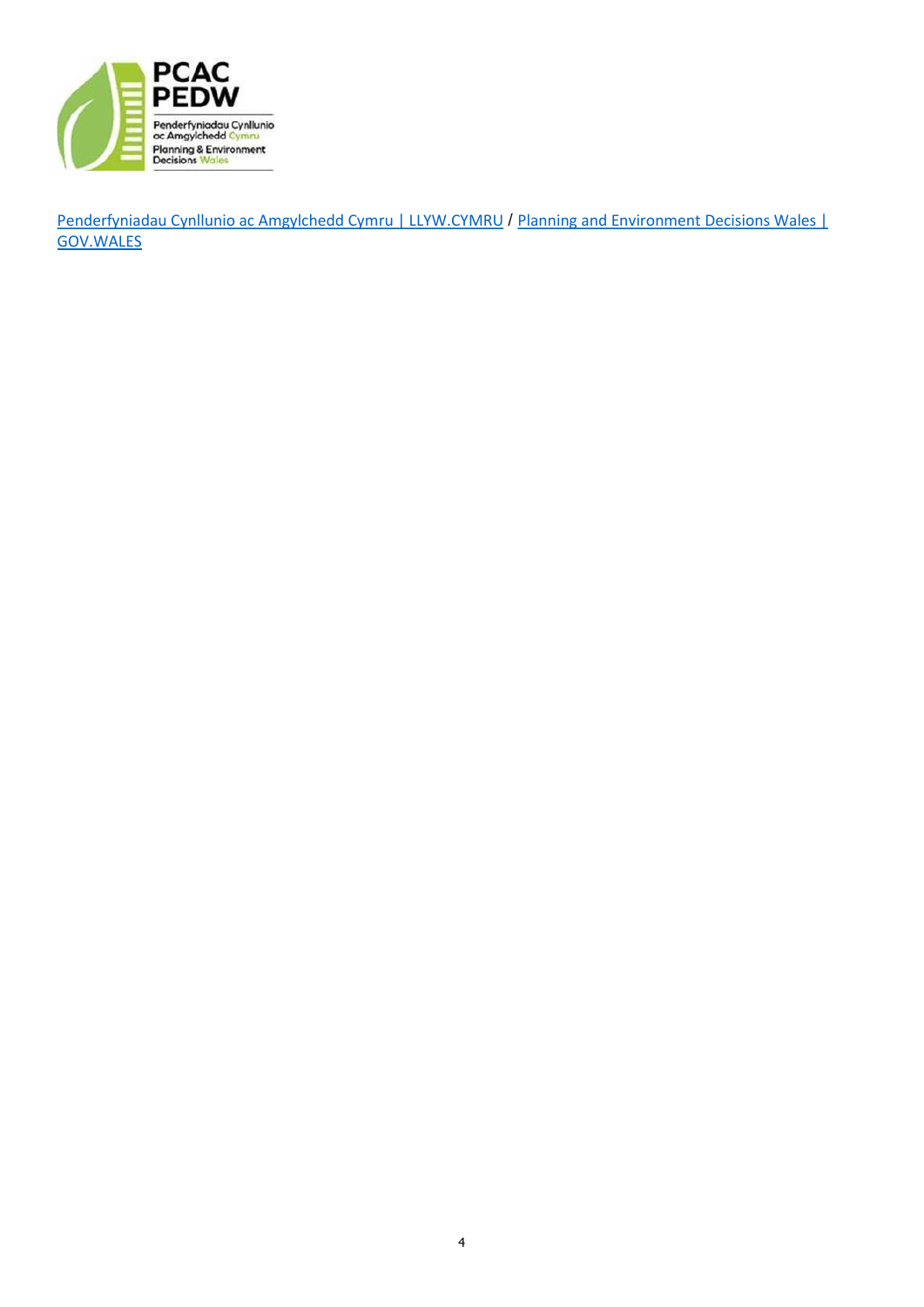PCAC
PEDW
Penderfyniadau Cynllunio ac Amgylchedd Cymru
Planning & Environment Decisions Wales

Penderfyniadau Cynllunio ac Amgylchedd Cymru | LLYW.CYMRU / Planning and Environment Decisions Wales | GOV.WALES